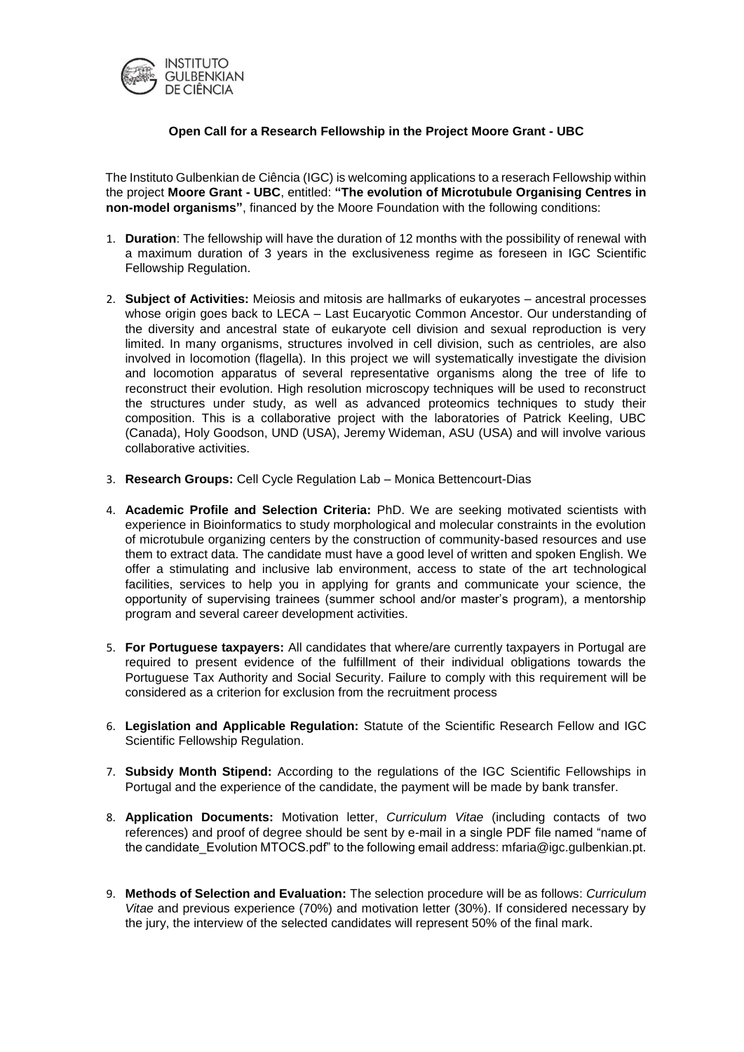INSTITUTO GULBENKIAN DE CIÊNCIA

**Open Call for a Research Fellowship in the Project Moore Grant - UBC**

The Instituto Gulbenkian de Ciência (IGC) is welcoming applications to a reserach Fellowship within the project **Moore Grant - UBC**, entitled: **"The evolution of Microtubule Organising Centres in non-model organisms"**, financed by the Moore Foundation with the following conditions:

1. **Duration**: The fellowship will have the duration of 12 months with the possibility of renewal with a maximum duration of 3 years in the exclusiveness regime as foreseen in IGC Scientific Fellowship Regulation.

2. **Subject of Activities:** Meiosis and mitosis are hallmarks of eukaryotes – ancestral processes whose origin goes back to LECA – Last Eucaryotic Common Ancestor. Our understanding of the diversity and ancestral state of eukaryote cell division and sexual reproduction is very limited. In many organisms, structures involved in cell division, such as centrioles, are also involved in locomotion (flagella). In this project we will systematically investigate the division and locomotion apparatus of several representative organisms along the tree of life to reconstruct their evolution. High resolution microscopy techniques will be used to reconstruct the structures under study, as well as advanced proteomics techniques to study their composition. This is a collaborative project with the laboratories of Patrick Keeling, UBC (Canada), Holy Goodson, UND (USA), Jeremy Wideman, ASU (USA) and will involve various collaborative activities.

3. **Research Groups:** Cell Cycle Regulation Lab – Monica Bettencourt-Dias

4. **Academic Profile and Selection Criteria:** PhD. We are seeking motivated scientists with experience in Bioinformatics to study morphological and molecular constraints in the evolution of microtubule organizing centers by the construction of community-based resources and use them to extract data. The candidate must have a good level of written and spoken English. We offer a stimulating and inclusive lab environment, access to state of the art technological facilities, services to help you in applying for grants and communicate your science, the opportunity of supervising trainees (summer school and/or master's program), a mentorship program and several career development activities.

5. **For Portuguese taxpayers:** All candidates that where/are currently taxpayers in Portugal are required to present evidence of the fulfillment of their individual obligations towards the Portuguese Tax Authority and Social Security. Failure to comply with this requirement will be considered as a criterion for exclusion from the recruitment process

6. **Legislation and Applicable Regulation:** Statute of the Scientific Research Fellow and IGC Scientific Fellowship Regulation.

7. **Subsidy Month Stipend:** According to the regulations of the IGC Scientific Fellowships in Portugal and the experience of the candidate, the payment will be made by bank transfer.

8. **Application Documents:** Motivation letter, *Curriculum Vitae* (including contacts of two references) and proof of degree should be sent by e-mail in a single PDF file named "name of the candidate_Evolution MTOCS.pdf" to the following email address: mfaria@igc.gulbenkian.pt.

9. **Methods of Selection and Evaluation:** The selection procedure will be as follows: *Curriculum Vitae* and previous experience (70%) and motivation letter (30%). If considered necessary by the jury, the interview of the selected candidates will represent 50% of the final mark.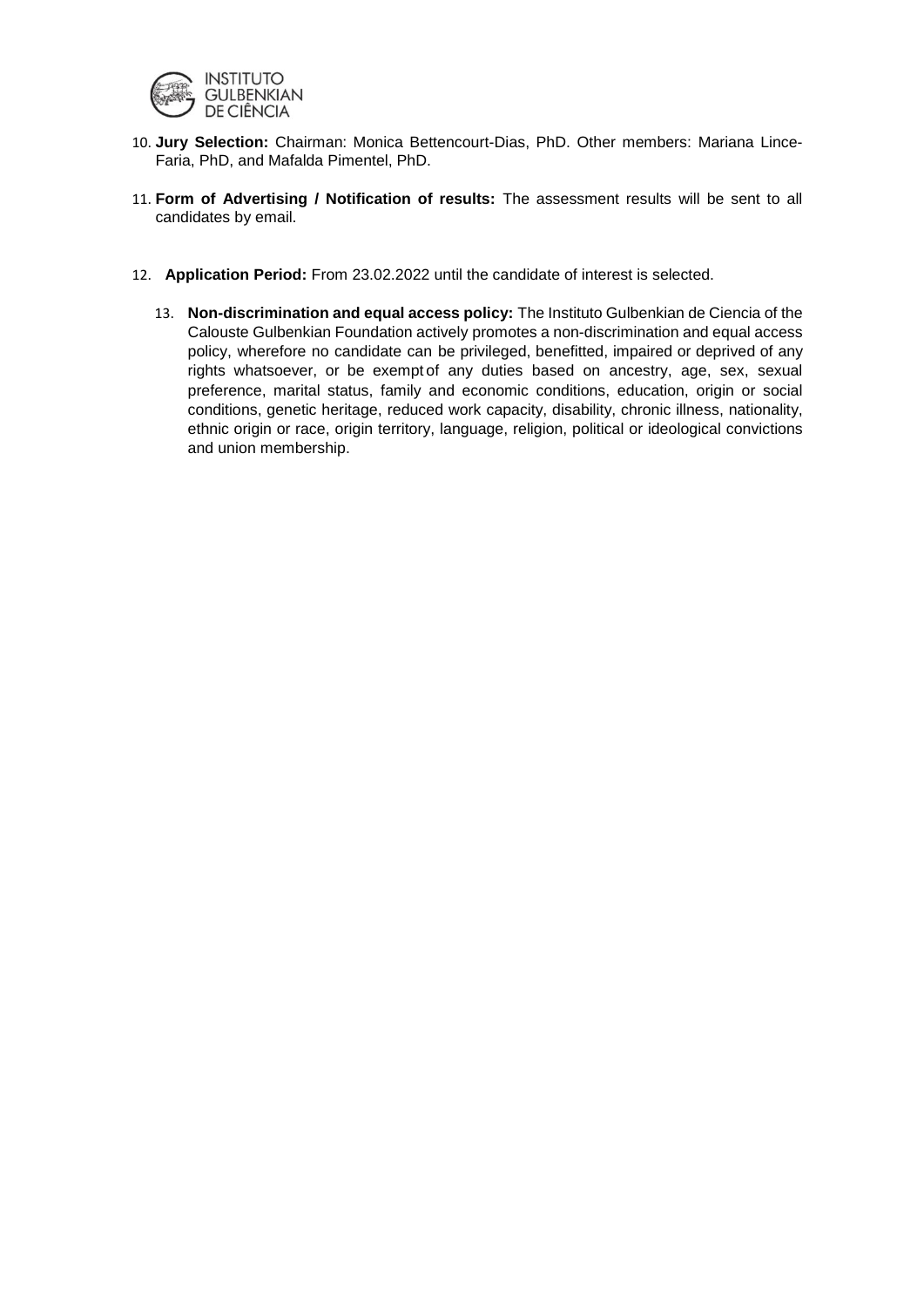10. **Jury Selection:** Chairman: Monica Bettencourt-Dias, PhD. Other members: Mariana Lince-Faria, PhD, and Mafalda Pimentel, PhD.

11. **Form of Advertising / Notification of results:** The assessment results will be sent to all candidates by email.

12. **Application Period:** From 23.02.2022 until the candidate of interest is selected.

13. **Non-discrimination and equal access policy:** The Instituto Gulbenkian de Ciencia of the Calouste Gulbenkian Foundation actively promotes a non-discrimination and equal access policy, wherefore no candidate can be privileged, benefitted, impaired or deprived of any rights whatsoever, or be exempt of any duties based on ancestry, age, sex, sexual preference, marital status, family and economic conditions, education, origin or social conditions, genetic heritage, reduced work capacity, disability, chronic illness, nationality, ethnic origin or race, origin territory, language, religion, political or ideological convictions and union membership.